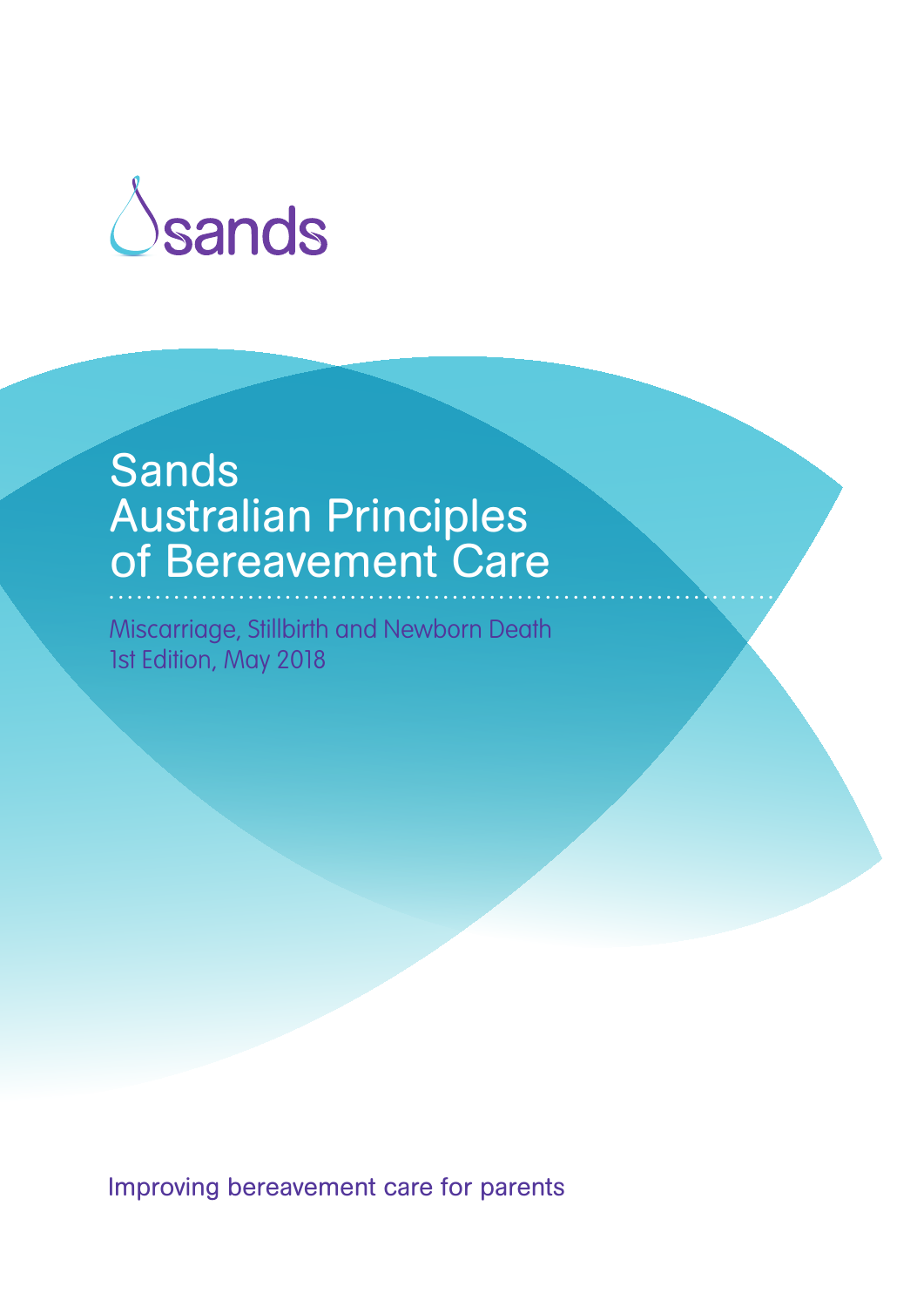sands

# Sands Australian Principles of Bereavement Care

Miscarriage, Stillbirth and Newborn Death
1st Edition, May 2018

Improving bereavement care for parents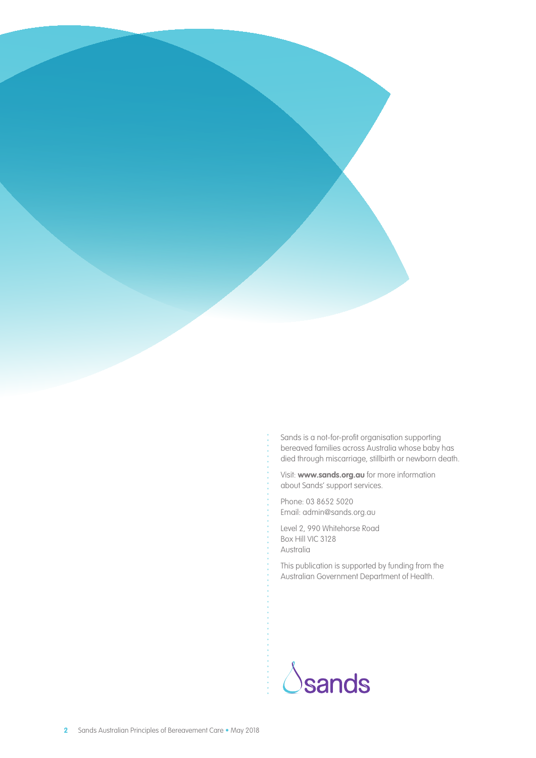Sands is a not-for-profit organisation supporting bereaved families across Australia whose baby has died through miscarriage, stillbirth or newborn death.

Visit: **www.sands.org.au** for more information about Sands' support services.

Phone: 03 8652 5020
Email: admin@sands.org.au

Level 2, 990 Whitehorse Road
Box Hill VIC 3128
Australia

This publication is supported by funding from the Australian Government Department of Health.

sands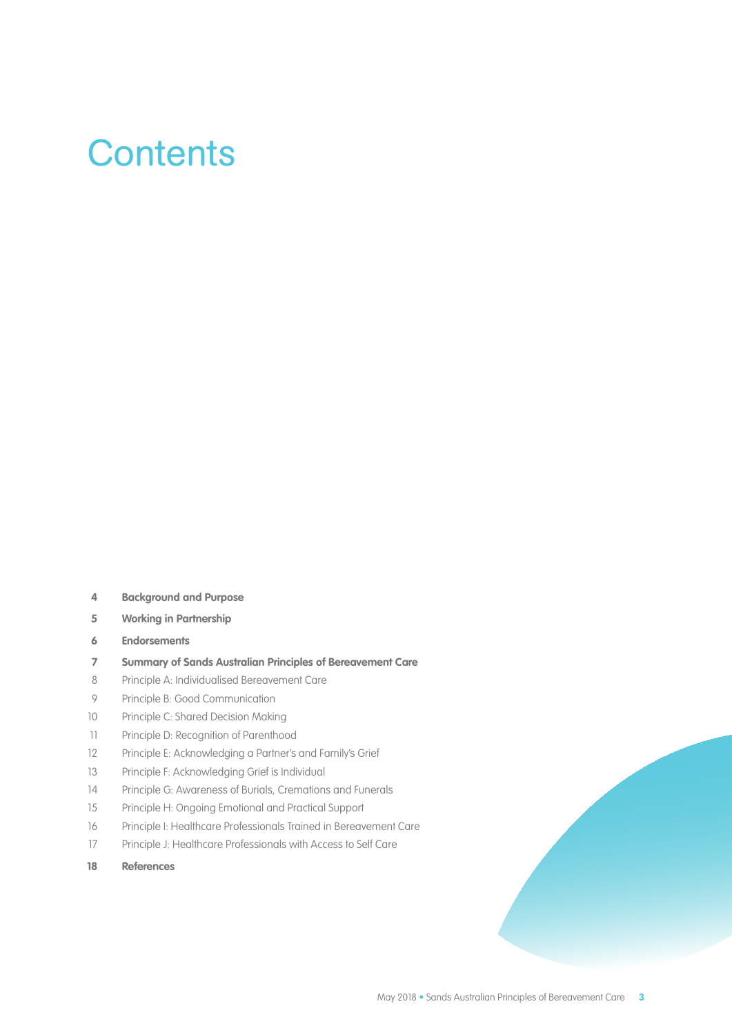# Contents

**4** **Background and Purpose**

**5** **Working in Partnership**

**6** **Endorsements**

**7** **Summary of Sands Australian Principles of Bereavement Care**

8 Principle A: Individualised Bereavement Care

9 Principle B: Good Communication

10 Principle C: Shared Decision Making

11 Principle D: Recognition of Parenthood

12 Principle E: Acknowledging a Partner's and Family's Grief

13 Principle F: Acknowledging Grief is Individual

14 Principle G: Awareness of Burials, Cremations and Funerals

15 Principle H: Ongoing Emotional and Practical Support

16 Principle I: Healthcare Professionals Trained in Bereavement Care

17 Principle J: Healthcare Professionals with Access to Self Care

**18** **References**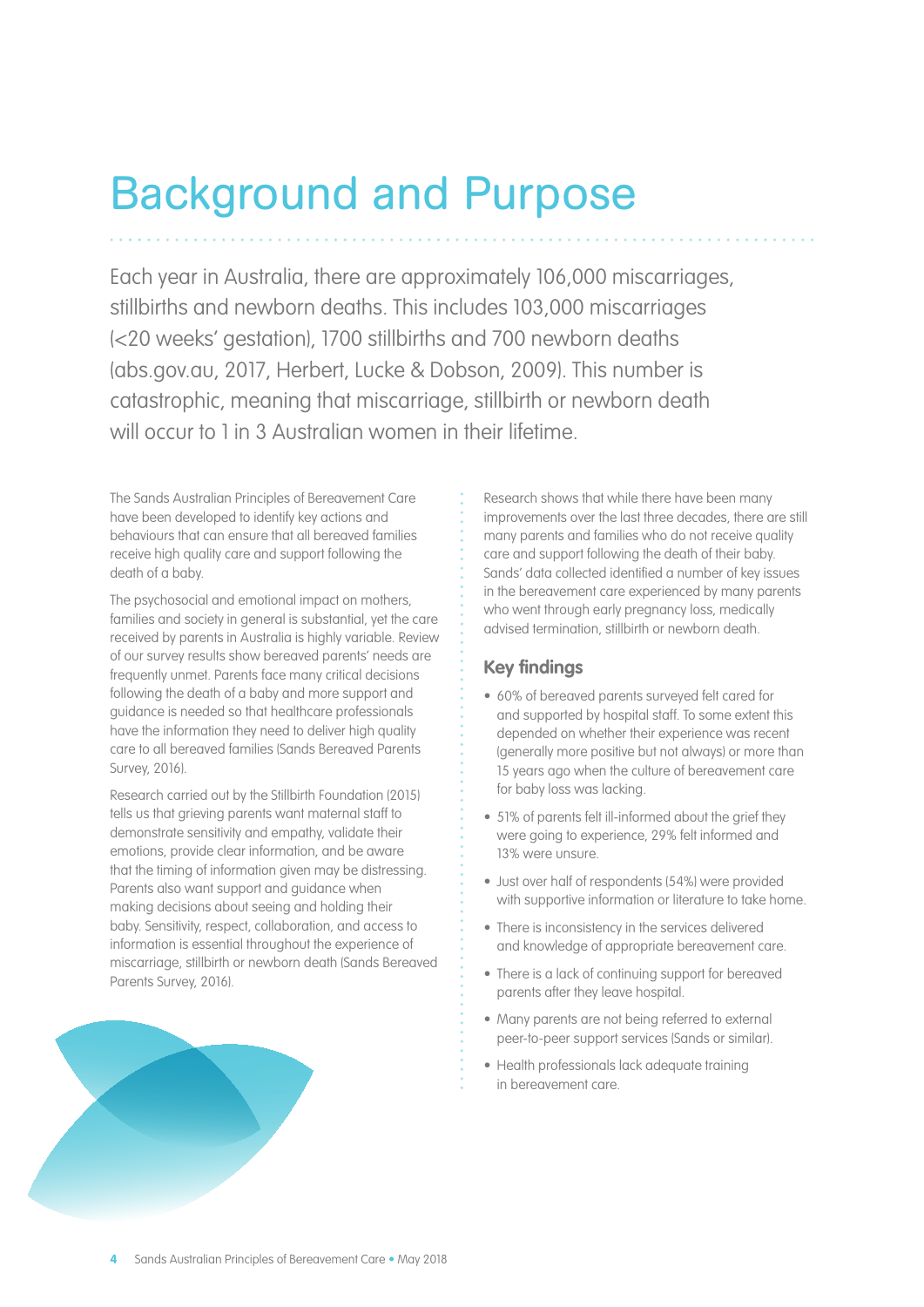# Background and Purpose

Each year in Australia, there are approximately 106,000 miscarriages, stillbirths and newborn deaths. This includes 103,000 miscarriages (<20 weeks' gestation), 1700 stillbirths and 700 newborn deaths (abs.gov.au, 2017, Herbert, Lucke & Dobson, 2009). This number is catastrophic, meaning that miscarriage, stillbirth or newborn death will occur to 1 in 3 Australian women in their lifetime.

The Sands Australian Principles of Bereavement Care have been developed to identify key actions and behaviours that can ensure that all bereaved families receive high quality care and support following the death of a baby.

The psychosocial and emotional impact on mothers, families and society in general is substantial, yet the care received by parents in Australia is highly variable. Review of our survey results show bereaved parents' needs are frequently unmet. Parents face many critical decisions following the death of a baby and more support and guidance is needed so that healthcare professionals have the information they need to deliver high quality care to all bereaved families (Sands Bereaved Parents Survey, 2016).

Research carried out by the Stillbirth Foundation (2015) tells us that grieving parents want maternal staff to demonstrate sensitivity and empathy, validate their emotions, provide clear information, and be aware that the timing of information given may be distressing. Parents also want support and guidance when making decisions about seeing and holding their baby. Sensitivity, respect, collaboration, and access to information is essential throughout the experience of miscarriage, stillbirth or newborn death (Sands Bereaved Parents Survey, 2016).

Research shows that while there have been many improvements over the last three decades, there are still many parents and families who do not receive quality care and support following the death of their baby. Sands' data collected identified a number of key issues in the bereavement care experienced by many parents who went through early pregnancy loss, medically advised termination, stillbirth or newborn death.

### Key findings

- 60% of bereaved parents surveyed felt cared for and supported by hospital staff. To some extent this depended on whether their experience was recent (generally more positive but not always) or more than 15 years ago when the culture of bereavement care for baby loss was lacking.
- 51% of parents felt ill-informed about the grief they were going to experience, 29% felt informed and 13% were unsure.
- Just over half of respondents (54%) were provided with supportive information or literature to take home.
- There is inconsistency in the services delivered and knowledge of appropriate bereavement care.
- There is a lack of continuing support for bereaved parents after they leave hospital.
- Many parents are not being referred to external peer-to-peer support services (Sands or similar).
- Health professionals lack adequate training in bereavement care.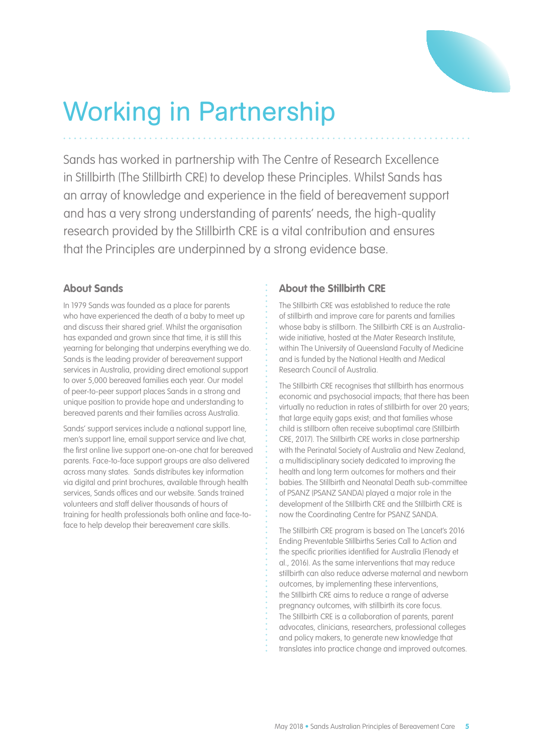# Working in Partnership

Sands has worked in partnership with The Centre of Research Excellence in Stillbirth (The Stillbirth CRE) to develop these Principles. Whilst Sands has an array of knowledge and experience in the field of bereavement support and has a very strong understanding of parents' needs, the high-quality research provided by the Stillbirth CRE is a vital contribution and ensures that the Principles are underpinned by a strong evidence base.

### About Sands

In 1979 Sands was founded as a place for parents who have experienced the death of a baby to meet up and discuss their shared grief. Whilst the organisation has expanded and grown since that time, it is still this yearning for belonging that underpins everything we do. Sands is the leading provider of bereavement support services in Australia, providing direct emotional support to over 5,000 bereaved families each year. Our model of peer-to-peer support places Sands in a strong and unique position to provide hope and understanding to bereaved parents and their families across Australia.

Sands' support services include a national support line, men's support line, email support service and live chat, the first online live support one-on-one chat for bereaved parents. Face-to-face support groups are also delivered across many states. Sands distributes key information via digital and print brochures, available through health services, Sands offices and our website. Sands trained volunteers and staff deliver thousands of hours of training for health professionals both online and face-to-face to help develop their bereavement care skills.

### About the Stillbirth CRE

The Stillbirth CRE was established to reduce the rate of stillbirth and improve care for parents and families whose baby is stillborn. The Stillbirth CRE is an Australia-wide initiative, hosted at the Mater Research Institute, within The University of Queensland Faculty of Medicine and is funded by the National Health and Medical Research Council of Australia.

The Stillbirth CRE recognises that stillbirth has enormous economic and psychosocial impacts; that there has been virtually no reduction in rates of stillbirth for over 20 years; that large equity gaps exist; and that families whose child is stillborn often receive suboptimal care (Stillbirth CRE, 2017). The Stillbirth CRE works in close partnership with the Perinatal Society of Australia and New Zealand, a multidisciplinary society dedicated to improving the health and long term outcomes for mothers and their babies. The Stillbirth and Neonatal Death sub-committee of PSANZ (PSANZ SANDA) played a major role in the development of the Stillbirth CRE and the Stillbirth CRE is now the Coordinating Centre for PSANZ SANDA.

The Stillbirth CRE program is based on The Lancet's 2016 Ending Preventable Stillbirths Series Call to Action and the specific priorities identified for Australia (Flenady et al., 2016). As the same interventions that may reduce stillbirth can also reduce adverse maternal and newborn outcomes, by implementing these interventions, the Stillbirth CRE aims to reduce a range of adverse pregnancy outcomes, with stillbirth its core focus. The Stillbirth CRE is a collaboration of parents, parent advocates, clinicians, researchers, professional colleges and policy makers, to generate new knowledge that translates into practice change and improved outcomes.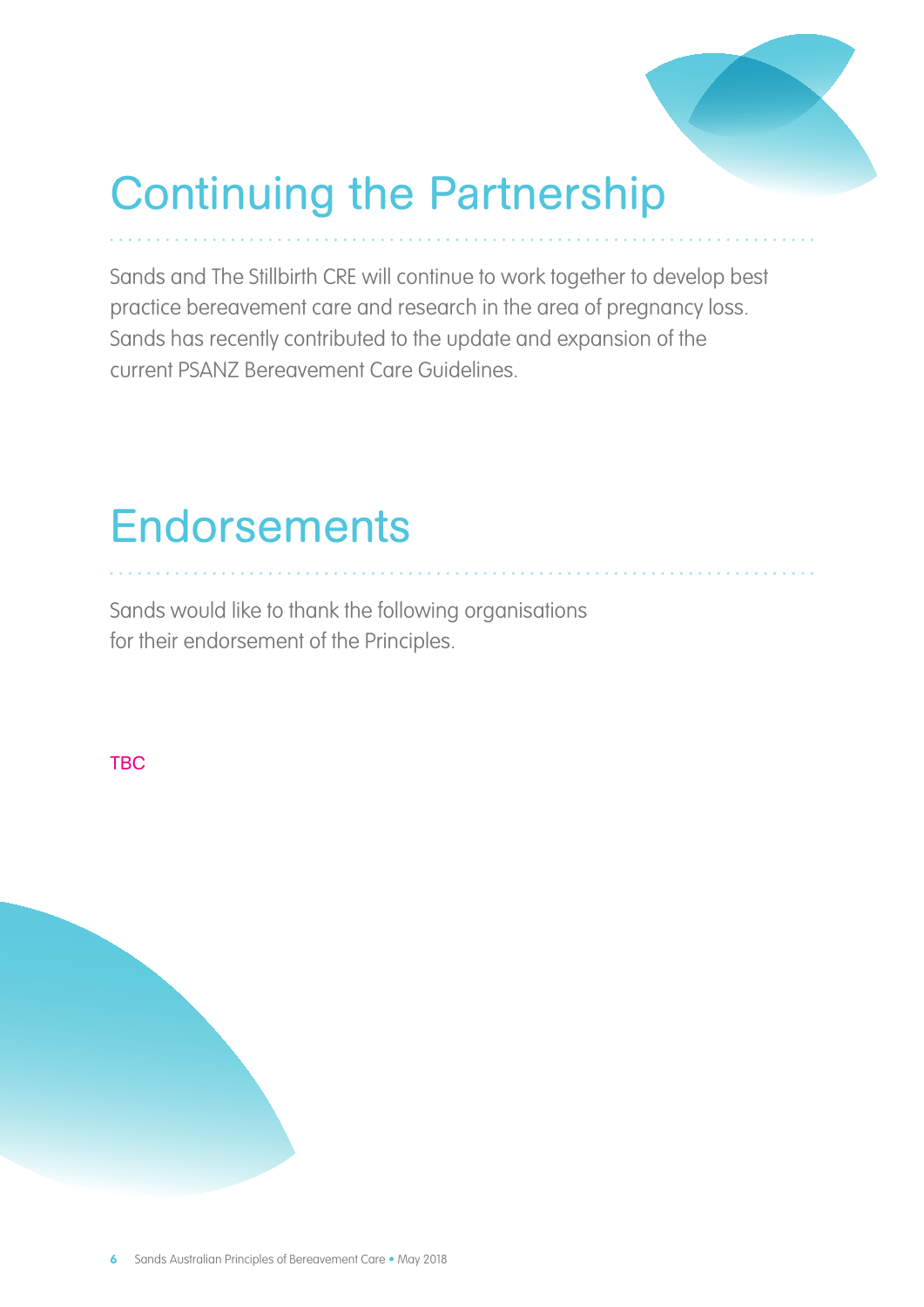# Continuing the Partnership

Sands and The Stillbirth CRE will continue to work together to develop best practice bereavement care and research in the area of pregnancy loss. Sands has recently contributed to the update and expansion of the current PSANZ Bereavement Care Guidelines.

# Endorsements

Sands would like to thank the following organisations for their endorsement of the Principles.

TBC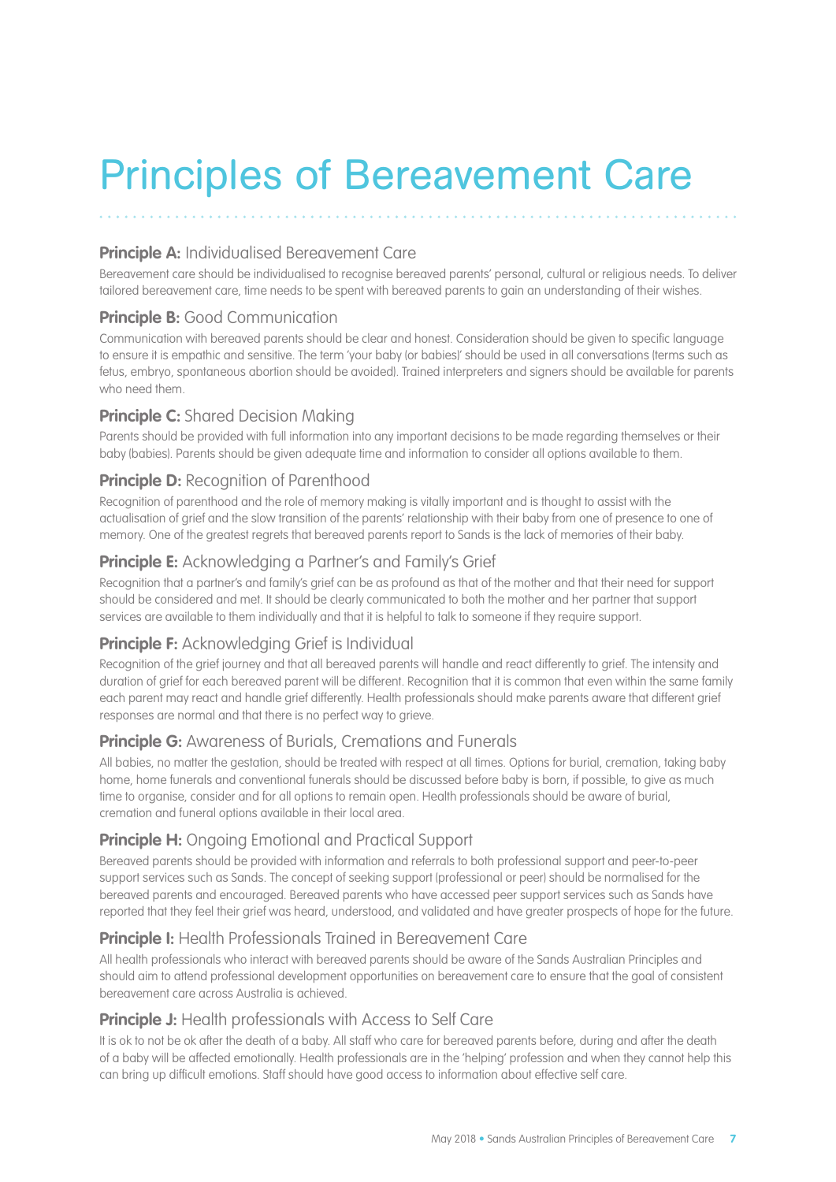# Principles of Bereavement Care

### **Principle A:** Individualised Bereavement Care

Bereavement care should be individualised to recognise bereaved parents' personal, cultural or religious needs. To deliver tailored bereavement care, time needs to be spent with bereaved parents to gain an understanding of their wishes.

### **Principle B:** Good Communication

Communication with bereaved parents should be clear and honest. Consideration should be given to specific language to ensure it is empathic and sensitive. The term 'your baby (or babies)' should be used in all conversations (terms such as fetus, embryo, spontaneous abortion should be avoided). Trained interpreters and signers should be available for parents who need them.

### **Principle C:** Shared Decision Making

Parents should be provided with full information into any important decisions to be made regarding themselves or their baby (babies). Parents should be given adequate time and information to consider all options available to them.

### **Principle D:** Recognition of Parenthood

Recognition of parenthood and the role of memory making is vitally important and is thought to assist with the actualisation of grief and the slow transition of the parents' relationship with their baby from one of presence to one of memory. One of the greatest regrets that bereaved parents report to Sands is the lack of memories of their baby.

### **Principle E:** Acknowledging a Partner's and Family's Grief

Recognition that a partner's and family's grief can be as profound as that of the mother and that their need for support should be considered and met. It should be clearly communicated to both the mother and her partner that support services are available to them individually and that it is helpful to talk to someone if they require support.

### **Principle F:** Acknowledging Grief is Individual

Recognition of the grief journey and that all bereaved parents will handle and react differently to grief. The intensity and duration of grief for each bereaved parent will be different. Recognition that it is common that even within the same family each parent may react and handle grief differently. Health professionals should make parents aware that different grief responses are normal and that there is no perfect way to grieve.

### **Principle G:** Awareness of Burials, Cremations and Funerals

All babies, no matter the gestation, should be treated with respect at all times. Options for burial, cremation, taking baby home, home funerals and conventional funerals should be discussed before baby is born, if possible, to give as much time to organise, consider and for all options to remain open. Health professionals should be aware of burial, cremation and funeral options available in their local area.

### **Principle H:** Ongoing Emotional and Practical Support

Bereaved parents should be provided with information and referrals to both professional support and peer-to-peer support services such as Sands. The concept of seeking support (professional or peer) should be normalised for the bereaved parents and encouraged. Bereaved parents who have accessed peer support services such as Sands have reported that they feel their grief was heard, understood, and validated and have greater prospects of hope for the future.

### **Principle I:** Health Professionals Trained in Bereavement Care

All health professionals who interact with bereaved parents should be aware of the Sands Australian Principles and should aim to attend professional development opportunities on bereavement care to ensure that the goal of consistent bereavement care across Australia is achieved.

### **Principle J:** Health professionals with Access to Self Care

It is ok to not be ok after the death of a baby. All staff who care for bereaved parents before, during and after the death of a baby will be affected emotionally. Health professionals are in the 'helping' profession and when they cannot help this can bring up difficult emotions. Staff should have good access to information about effective self care.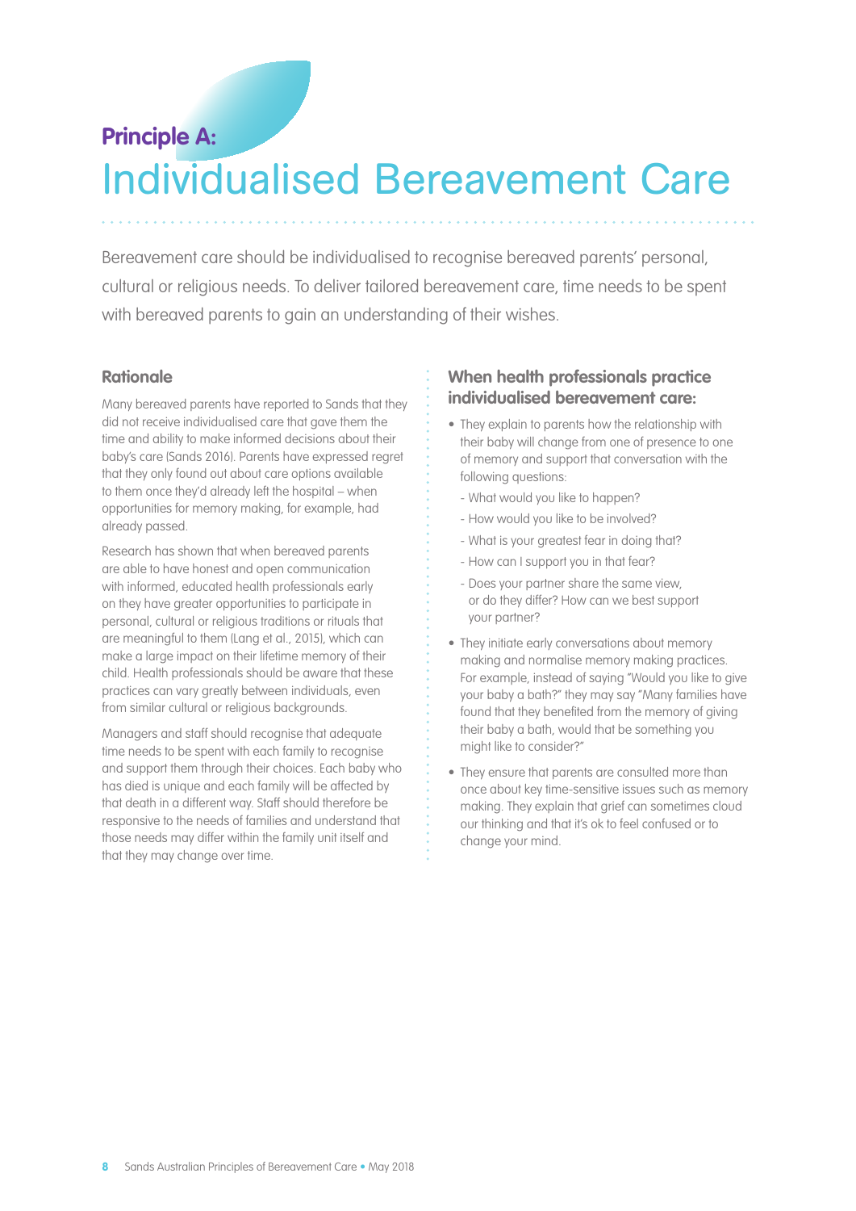**Principle A:**

# Individualised Bereavement Care

Bereavement care should be individualised to recognise bereaved parents' personal, cultural or religious needs. To deliver tailored bereavement care, time needs to be spent with bereaved parents to gain an understanding of their wishes.

## Rationale

Many bereaved parents have reported to Sands that they did not receive individualised care that gave them the time and ability to make informed decisions about their baby's care (Sands 2016). Parents have expressed regret that they only found out about care options available to them once they'd already left the hospital – when opportunities for memory making, for example, had already passed.

Research has shown that when bereaved parents are able to have honest and open communication with informed, educated health professionals early on they have greater opportunities to participate in personal, cultural or religious traditions or rituals that are meaningful to them (Lang et al., 2015), which can make a large impact on their lifetime memory of their child. Health professionals should be aware that these practices can vary greatly between individuals, even from similar cultural or religious backgrounds.

Managers and staff should recognise that adequate time needs to be spent with each family to recognise and support them through their choices. Each baby who has died is unique and each family will be affected by that death in a different way. Staff should therefore be responsive to the needs of families and understand that those needs may differ within the family unit itself and that they may change over time.

## When health professionals practice individualised bereavement care:

- They explain to parents how the relationship with their baby will change from one of presence to one of memory and support that conversation with the following questions:
  - What would you like to happen?
  - How would you like to be involved?
  - What is your greatest fear in doing that?
  - How can I support you in that fear?
  - Does your partner share the same view, or do they differ? How can we best support your partner?
- They initiate early conversations about memory making and normalise memory making practices. For example, instead of saying "Would you like to give your baby a bath?" they may say "Many families have found that they benefited from the memory of giving their baby a bath, would that be something you might like to consider?"
- They ensure that parents are consulted more than once about key time-sensitive issues such as memory making. They explain that grief can sometimes cloud our thinking and that it's ok to feel confused or to change your mind.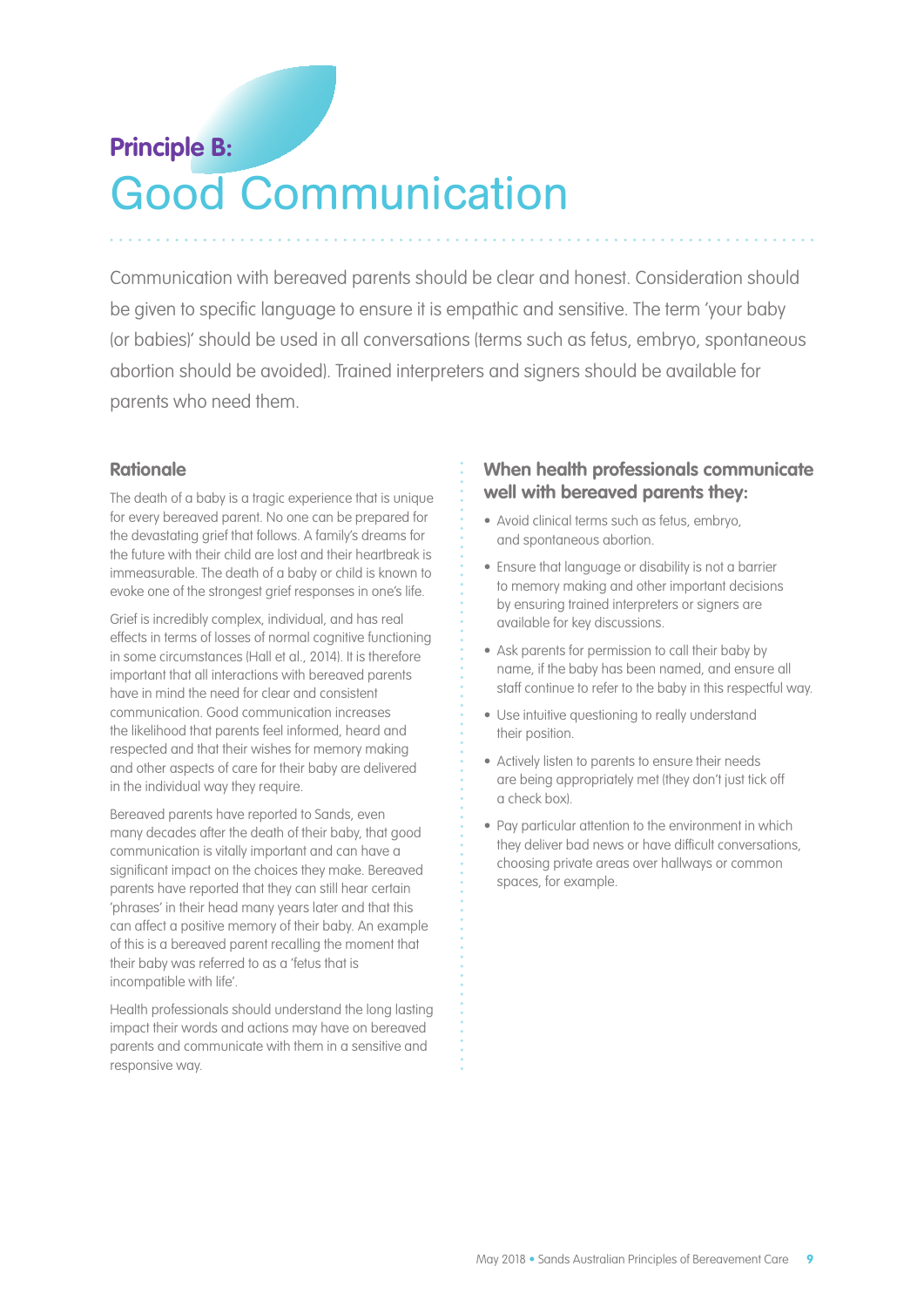## Principle B:

# Good Communication

Communication with bereaved parents should be clear and honest. Consideration should be given to specific language to ensure it is empathic and sensitive. The term 'your baby (or babies)' should be used in all conversations (terms such as fetus, embryo, spontaneous abortion should be avoided). Trained interpreters and signers should be available for parents who need them.

### Rationale

The death of a baby is a tragic experience that is unique for every bereaved parent. No one can be prepared for the devastating grief that follows. A family's dreams for the future with their child are lost and their heartbreak is immeasurable. The death of a baby or child is known to evoke one of the strongest grief responses in one's life.

Grief is incredibly complex, individual, and has real effects in terms of losses of normal cognitive functioning in some circumstances (Hall et al., 2014). It is therefore important that all interactions with bereaved parents have in mind the need for clear and consistent communication. Good communication increases the likelihood that parents feel informed, heard and respected and that their wishes for memory making and other aspects of care for their baby are delivered in the individual way they require.

Bereaved parents have reported to Sands, even many decades after the death of their baby, that good communication is vitally important and can have a significant impact on the choices they make. Bereaved parents have reported that they can still hear certain 'phrases' in their head many years later and that this can affect a positive memory of their baby. An example of this is a bereaved parent recalling the moment that their baby was referred to as a 'fetus that is incompatible with life'.

Health professionals should understand the long lasting impact their words and actions may have on bereaved parents and communicate with them in a sensitive and responsive way.

### When health professionals communicate well with bereaved parents they:

- Avoid clinical terms such as fetus, embryo, and spontaneous abortion.
- Ensure that language or disability is not a barrier to memory making and other important decisions by ensuring trained interpreters or signers are available for key discussions.
- Ask parents for permission to call their baby by name, if the baby has been named, and ensure all staff continue to refer to the baby in this respectful way.
- Use intuitive questioning to really understand their position.
- Actively listen to parents to ensure their needs are being appropriately met (they don't just tick off a check box).
- Pay particular attention to the environment in which they deliver bad news or have difficult conversations, choosing private areas over hallways or common spaces, for example.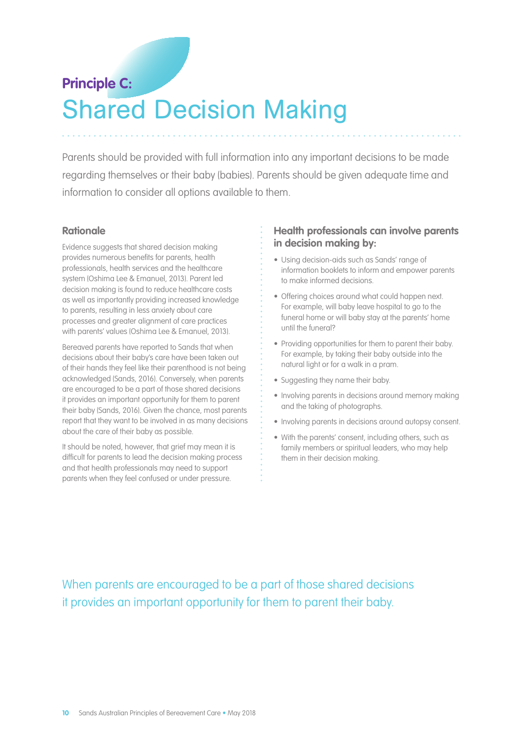## Principle C:

# Shared Decision Making

Parents should be provided with full information into any important decisions to be made regarding themselves or their baby (babies). Parents should be given adequate time and information to consider all options available to them.

### Rationale

Evidence suggests that shared decision making provides numerous benefits for parents, health professionals, health services and the healthcare system (Oshima Lee & Emanuel, 2013). Parent led decision making is found to reduce healthcare costs as well as importantly providing increased knowledge to parents, resulting in less anxiety about care processes and greater alignment of care practices with parents' values (Oshima Lee & Emanuel, 2013).

Bereaved parents have reported to Sands that when decisions about their baby's care have been taken out of their hands they feel like their parenthood is not being acknowledged (Sands, 2016). Conversely, when parents are encouraged to be a part of those shared decisions it provides an important opportunity for them to parent their baby (Sands, 2016). Given the chance, most parents report that they want to be involved in as many decisions about the care of their baby as possible.

It should be noted, however, that grief may mean it is difficult for parents to lead the decision making process and that health professionals may need to support parents when they feel confused or under pressure.

### Health professionals can involve parents in decision making by:

- Using decision-aids such as Sands' range of information booklets to inform and empower parents to make informed decisions.
- Offering choices around what could happen next. For example, will baby leave hospital to go to the funeral home or will baby stay at the parents' home until the funeral?
- Providing opportunities for them to parent their baby. For example, by taking their baby outside into the natural light or for a walk in a pram.
- Suggesting they name their baby.
- Involving parents in decisions around memory making and the taking of photographs.
- Involving parents in decisions around autopsy consent.
- With the parents' consent, including others, such as family members or spiritual leaders, who may help them in their decision making.

When parents are encouraged to be a part of those shared decisions it provides an important opportunity for them to parent their baby.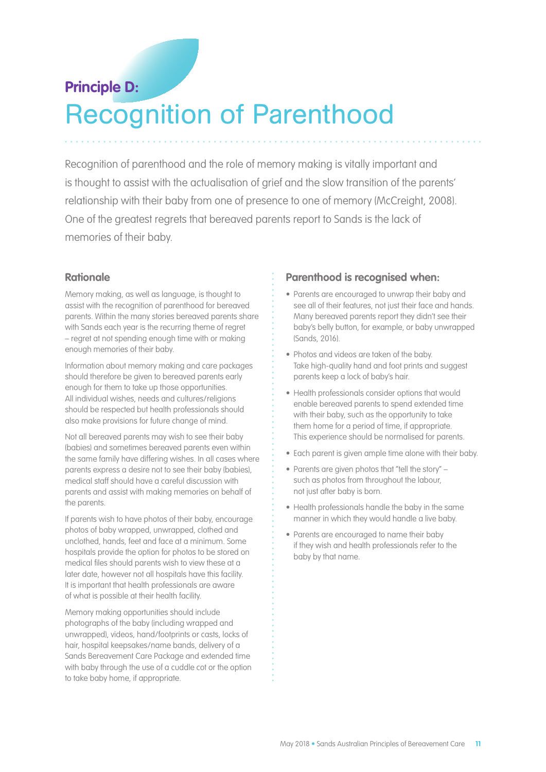## Principle D:

# Recognition of Parenthood

Recognition of parenthood and the role of memory making is vitally important and is thought to assist with the actualisation of grief and the slow transition of the parents' relationship with their baby from one of presence to one of memory (McCreight, 2008). One of the greatest regrets that bereaved parents report to Sands is the lack of memories of their baby.

### Rationale

Memory making, as well as language, is thought to assist with the recognition of parenthood for bereaved parents. Within the many stories bereaved parents share with Sands each year is the recurring theme of regret – regret at not spending enough time with or making enough memories of their baby.

Information about memory making and care packages should therefore be given to bereaved parents early enough for them to take up those opportunities. All individual wishes, needs and cultures/religions should be respected but health professionals should also make provisions for future change of mind.

Not all bereaved parents may wish to see their baby (babies) and sometimes bereaved parents even within the same family have differing wishes. In all cases where parents express a desire not to see their baby (babies), medical staff should have a careful discussion with parents and assist with making memories on behalf of the parents.

If parents wish to have photos of their baby, encourage photos of baby wrapped, unwrapped, clothed and unclothed, hands, feet and face at a minimum. Some hospitals provide the option for photos to be stored on medical files should parents wish to view these at a later date, however not all hospitals have this facility. It is important that health professionals are aware of what is possible at their health facility.

Memory making opportunities should include photographs of the baby (including wrapped and unwrapped), videos, hand/footprints or casts, locks of hair, hospital keepsakes/name bands, delivery of a Sands Bereavement Care Package and extended time with baby through the use of a cuddle cot or the option to take baby home, if appropriate.

### Parenthood is recognised when:

- Parents are encouraged to unwrap their baby and see all of their features, not just their face and hands. Many bereaved parents report they didn't see their baby's belly button, for example, or baby unwrapped (Sands, 2016).
- Photos and videos are taken of the baby. Take high-quality hand and foot prints and suggest parents keep a lock of baby's hair.
- Health professionals consider options that would enable bereaved parents to spend extended time with their baby, such as the opportunity to take them home for a period of time, if appropriate. This experience should be normalised for parents.
- Each parent is given ample time alone with their baby.
- Parents are given photos that "tell the story" – such as photos from throughout the labour, not just after baby is born.
- Health professionals handle the baby in the same manner in which they would handle a live baby.
- Parents are encouraged to name their baby if they wish and health professionals refer to the baby by that name.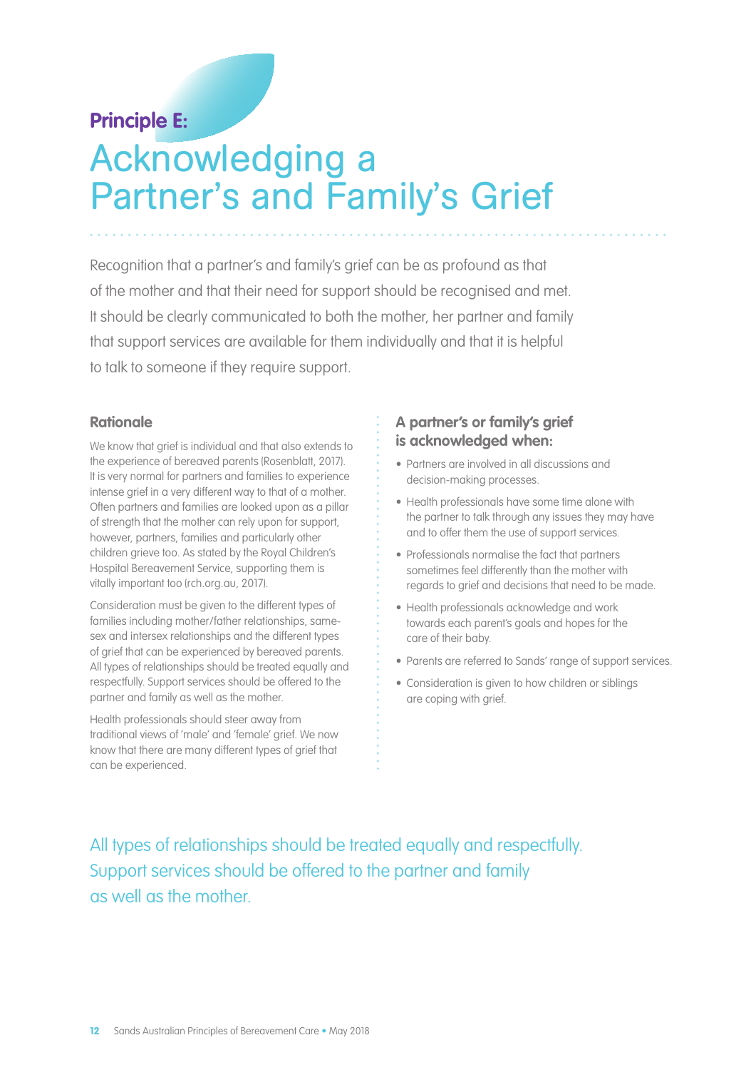**Principle E:**

# Acknowledging a Partner's and Family's Grief

Recognition that a partner's and family's grief can be as profound as that of the mother and that their need for support should be recognised and met. It should be clearly communicated to both the mother, her partner and family that support services are available for them individually and that it is helpful to talk to someone if they require support.

### Rationale

We know that grief is individual and that also extends to the experience of bereaved parents (Rosenblatt, 2017). It is very normal for partners and families to experience intense grief in a very different way to that of a mother. Often partners and families are looked upon as a pillar of strength that the mother can rely upon for support, however, partners, families and particularly other children grieve too. As stated by the Royal Children's Hospital Bereavement Service, supporting them is vitally important too (rch.org.au, 2017).

Consideration must be given to the different types of families including mother/father relationships, same-sex and intersex relationships and the different types of grief that can be experienced by bereaved parents. All types of relationships should be treated equally and respectfully. Support services should be offered to the partner and family as well as the mother.

Health professionals should steer away from traditional views of 'male' and 'female' grief. We now know that there are many different types of grief that can be experienced.

### A partner's or family's grief is acknowledged when:

- Partners are involved in all discussions and decision-making processes.
- Health professionals have some time alone with the partner to talk through any issues they may have and to offer them the use of support services.
- Professionals normalise the fact that partners sometimes feel differently than the mother with regards to grief and decisions that need to be made.
- Health professionals acknowledge and work towards each parent's goals and hopes for the care of their baby.
- Parents are referred to Sands' range of support services.
- Consideration is given to how children or siblings are coping with grief.

All types of relationships should be treated equally and respectfully. Support services should be offered to the partner and family as well as the mother.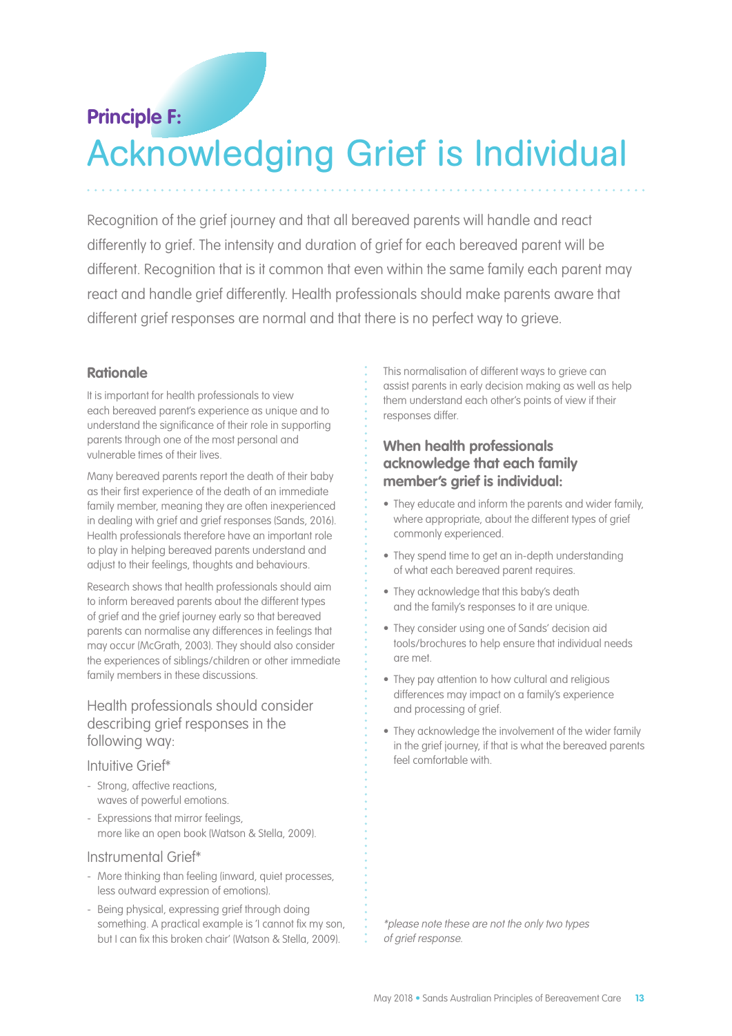## Principle F:

# Acknowledging Grief is Individual

Recognition of the grief journey and that all bereaved parents will handle and react differently to grief. The intensity and duration of grief for each bereaved parent will be different. Recognition that is it common that even within the same family each parent may react and handle grief differently. Health professionals should make parents aware that different grief responses are normal and that there is no perfect way to grieve.

### Rationale

It is important for health professionals to view each bereaved parent's experience as unique and to understand the significance of their role in supporting parents through one of the most personal and vulnerable times of their lives.

Many bereaved parents report the death of their baby as their first experience of the death of an immediate family member, meaning they are often inexperienced in dealing with grief and grief responses (Sands, 2016). Health professionals therefore have an important role to play in helping bereaved parents understand and adjust to their feelings, thoughts and behaviours.

Research shows that health professionals should aim to inform bereaved parents about the different types of grief and the grief journey early so that bereaved parents can normalise any differences in feelings that may occur (McGrath, 2003). They should also consider the experiences of siblings/children or other immediate family members in these discussions.

### Health professionals should consider describing grief responses in the following way:

#### Intuitive Grief*

- Strong, affective reactions, waves of powerful emotions.
- Expressions that mirror feelings, more like an open book (Watson & Stella, 2009).

#### Instrumental Grief*

- More thinking than feeling (inward, quiet processes, less outward expression of emotions).
- Being physical, expressing grief through doing something. A practical example is 'I cannot fix my son, but I can fix this broken chair' (Watson & Stella, 2009).

This normalisation of different ways to grieve can assist parents in early decision making as well as help them understand each other's points of view if their responses differ.

### When health professionals acknowledge that each family member's grief is individual:

- They educate and inform the parents and wider family, where appropriate, about the different types of grief commonly experienced.
- They spend time to get an in-depth understanding of what each bereaved parent requires.
- They acknowledge that this baby's death and the family's responses to it are unique.
- They consider using one of Sands' decision aid tools/brochures to help ensure that individual needs are met.
- They pay attention to how cultural and religious differences may impact on a family's experience and processing of grief.
- They acknowledge the involvement of the wider family in the grief journey, if that is what the bereaved parents feel comfortable with.

*\*please note these are not the only two types of grief response.*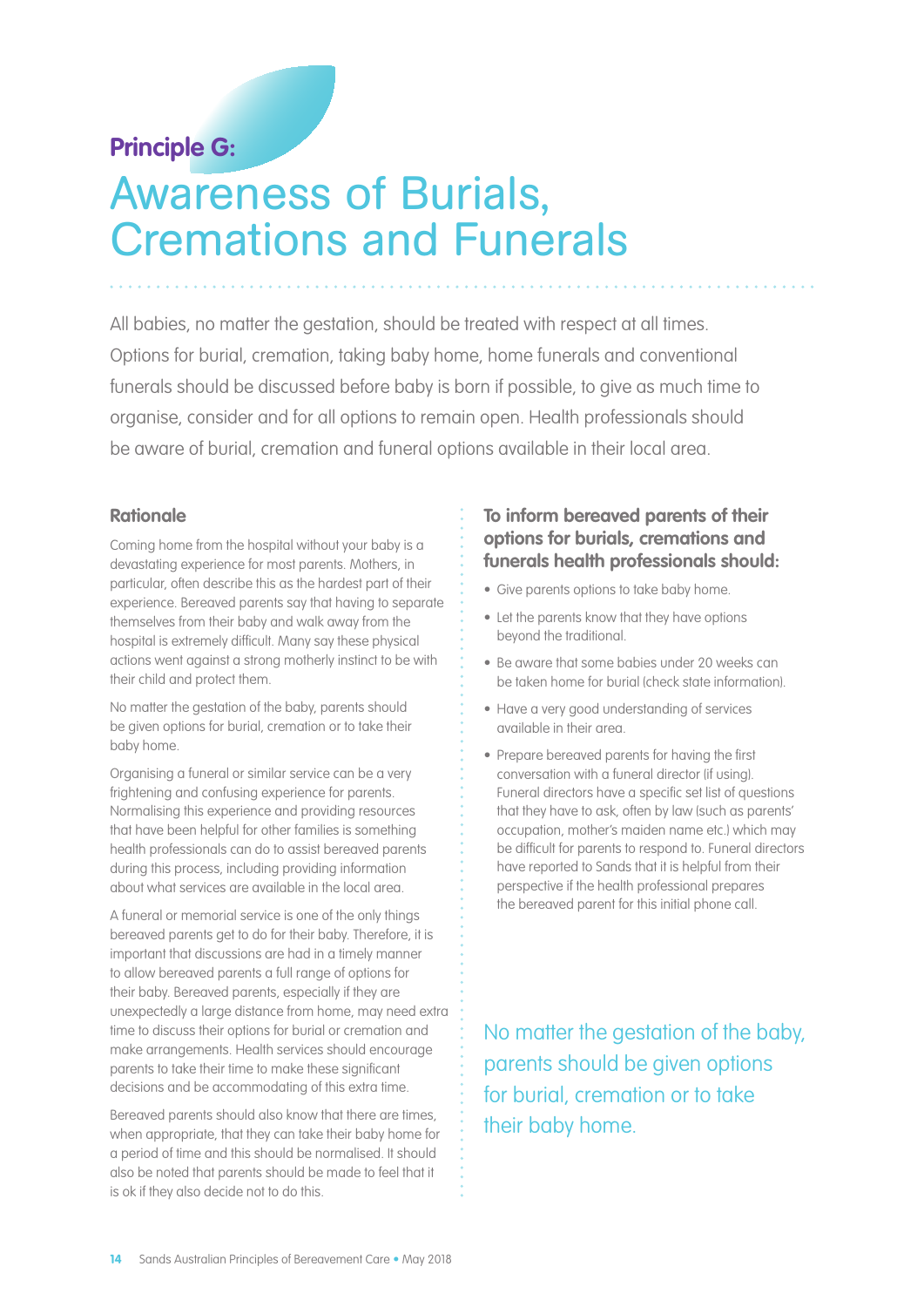**Principle G:**

# Awareness of Burials, Cremations and Funerals

All babies, no matter the gestation, should be treated with respect at all times. Options for burial, cremation, taking baby home, home funerals and conventional funerals should be discussed before baby is born if possible, to give as much time to organise, consider and for all options to remain open. Health professionals should be aware of burial, cremation and funeral options available in their local area.

### Rationale

Coming home from the hospital without your baby is a devastating experience for most parents. Mothers, in particular, often describe this as the hardest part of their experience. Bereaved parents say that having to separate themselves from their baby and walk away from the hospital is extremely difficult. Many say these physical actions went against a strong motherly instinct to be with their child and protect them.

No matter the gestation of the baby, parents should be given options for burial, cremation or to take their baby home.

Organising a funeral or similar service can be a very frightening and confusing experience for parents. Normalising this experience and providing resources that have been helpful for other families is something health professionals can do to assist bereaved parents during this process, including providing information about what services are available in the local area.

A funeral or memorial service is one of the only things bereaved parents get to do for their baby. Therefore, it is important that discussions are had in a timely manner to allow bereaved parents a full range of options for their baby. Bereaved parents, especially if they are unexpectedly a large distance from home, may need extra time to discuss their options for burial or cremation and make arrangements. Health services should encourage parents to take their time to make these significant decisions and be accommodating of this extra time.

Bereaved parents should also know that there are times, when appropriate, that they can take their baby home for a period of time and this should be normalised. It should also be noted that parents should be made to feel that it is ok if they also decide not to do this.

### To inform bereaved parents of their options for burials, cremations and funerals health professionals should:

- Give parents options to take baby home.
- Let the parents know that they have options beyond the traditional.
- Be aware that some babies under 20 weeks can be taken home for burial (check state information).
- Have a very good understanding of services available in their area.
- Prepare bereaved parents for having the first conversation with a funeral director (if using). Funeral directors have a specific set list of questions that they have to ask, often by law (such as parents' occupation, mother's maiden name etc.) which may be difficult for parents to respond to. Funeral directors have reported to Sands that it is helpful from their perspective if the health professional prepares the bereaved parent for this initial phone call.

No matter the gestation of the baby, parents should be given options for burial, cremation or to take their baby home.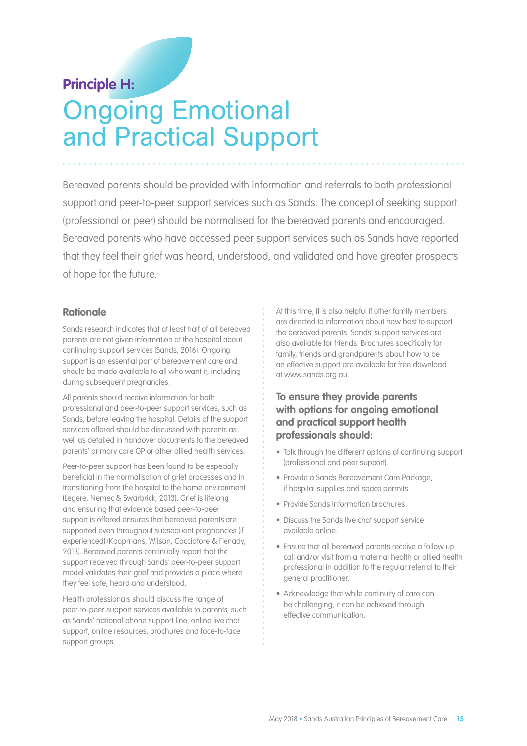## Principle H:

# Ongoing Emotional and Practical Support

Bereaved parents should be provided with information and referrals to both professional support and peer-to-peer support services such as Sands. The concept of seeking support (professional or peer) should be normalised for the bereaved parents and encouraged. Bereaved parents who have accessed peer support services such as Sands have reported that they feel their grief was heard, understood, and validated and have greater prospects of hope for the future.

### Rationale

Sands research indicates that at least half of all bereaved parents are not given information at the hospital about continuing support services (Sands, 2016). Ongoing support is an essential part of bereavement care and should be made available to all who want it, including during subsequent pregnancies.

All parents should receive information for both professional and peer-to-peer support services, such as Sands, before leaving the hospital. Details of the support services offered should be discussed with parents as well as detailed in handover documents to the bereaved parents' primary care GP or other allied health services.

Peer-to-peer support has been found to be especially beneficial in the normalisation of grief processes and in transitioning from the hospital to the home environment (Legere, Nemec & Swarbrick, 2013). Grief is lifelong and ensuring that evidence based peer-to-peer support is offered ensures that bereaved parents are supported even throughout subsequent pregnancies (if experienced) (Koopmans, Wilson, Cacciatore & Flenady, 2013). Bereaved parents continually report that the support received through Sands' peer-to-peer support model validates their grief and provides a place where they feel safe, heard and understood.

Health professionals should discuss the range of peer-to-peer support services available to parents, such as Sands' national phone support line, online live chat support, online resources, brochures and face-to-face support groups.

At this time, it is also helpful if other family members are directed to information about how best to support the bereaved parents. Sands' support services are also available for friends. Brochures specifically for family, friends and grandparents about how to be an effective support are available for free download at www.sands.org.au.

### To ensure they provide parents with options for ongoing emotional and practical support health professionals should:

- Talk through the different options of continuing support (professional and peer support).
- Provide a Sands Bereavement Care Package, if hospital supplies and space permits.
- Provide Sands information brochures.
- Discuss the Sands live chat support service available online.
- Ensure that all bereaved parents receive a follow up call and/or visit from a maternal health or allied health professional in addition to the regular referral to their general practitioner.
- Acknowledge that while continuity of care can be challenging, it can be achieved through effective communication.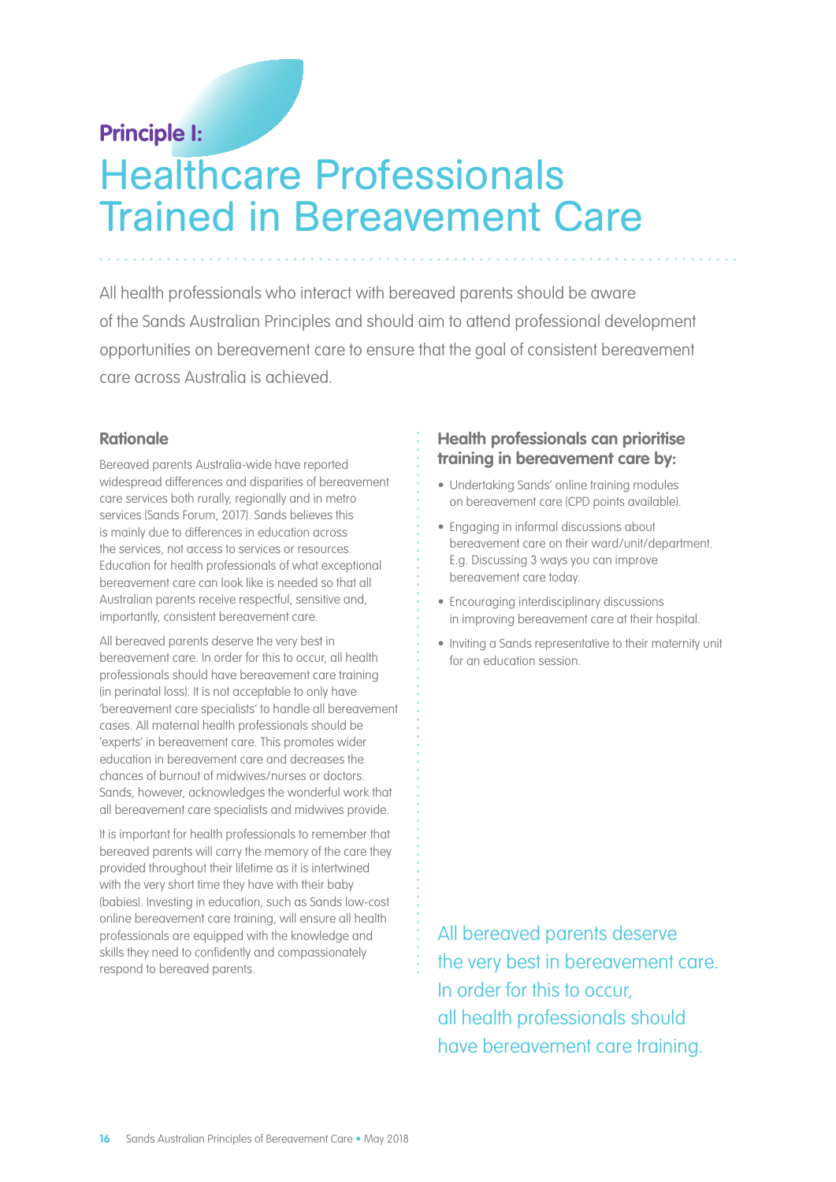## Principle I:

# Healthcare Professionals Trained in Bereavement Care

All health professionals who interact with bereaved parents should be aware of the Sands Australian Principles and should aim to attend professional development opportunities on bereavement care to ensure that the goal of consistent bereavement care across Australia is achieved.

### Rationale

Bereaved parents Australia-wide have reported widespread differences and disparities of bereavement care services both rurally, regionally and in metro services (Sands Forum, 2017). Sands believes this is mainly due to differences in education across the services, not access to services or resources. Education for health professionals of what exceptional bereavement care can look like is needed so that all Australian parents receive respectful, sensitive and, importantly, consistent bereavement care.

All bereaved parents deserve the very best in bereavement care. In order for this to occur, all health professionals should have bereavement care training (in perinatal loss). It is not acceptable to only have 'bereavement care specialists' to handle all bereavement cases. All maternal health professionals should be 'experts' in bereavement care. This promotes wider education in bereavement care and decreases the chances of burnout of midwives/nurses or doctors. Sands, however, acknowledges the wonderful work that all bereavement care specialists and midwives provide.

It is important for health professionals to remember that bereaved parents will carry the memory of the care they provided throughout their lifetime as it is intertwined with the very short time they have with their baby (babies). Investing in education, such as Sands low-cost online bereavement care training, will ensure all health professionals are equipped with the knowledge and skills they need to confidently and compassionately respond to bereaved parents.

### Health professionals can prioritise training in bereavement care by:

- Undertaking Sands' online training modules on bereavement care (CPD points available).
- Engaging in informal discussions about bereavement care on their ward/unit/department. E.g. Discussing 3 ways you can improve bereavement care today.
- Encouraging interdisciplinary discussions in improving bereavement care at their hospital.
- Inviting a Sands representative to their maternity unit for an education session.

All bereaved parents deserve the very best in bereavement care. In order for this to occur, all health professionals should have bereavement care training.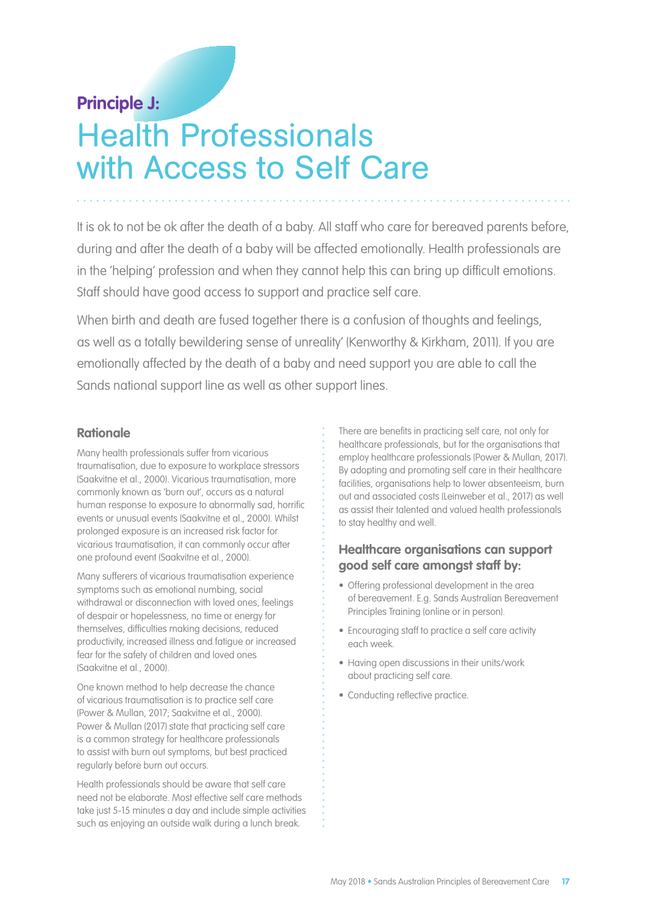**Principle J:**

# Health Professionals with Access to Self Care

It is ok to not be ok after the death of a baby. All staff who care for bereaved parents before, during and after the death of a baby will be affected emotionally. Health professionals are in the 'helping' profession and when they cannot help this can bring up difficult emotions. Staff should have good access to support and practice self care.

When birth and death are fused together there is a confusion of thoughts and feelings, as well as a totally bewildering sense of unreality' (Kenworthy & Kirkham, 2011). If you are emotionally affected by the death of a baby and need support you are able to call the Sands national support line as well as other support lines.

## Rationale

Many health professionals suffer from vicarious traumatisation, due to exposure to workplace stressors (Saakvitne et al., 2000). Vicarious traumatisation, more commonly known as 'burn out', occurs as a natural human response to exposure to abnormally sad, horrific events or unusual events (Saakvitne et al., 2000). Whilst prolonged exposure is an increased risk factor for vicarious traumatisation, it can commonly occur after one profound event (Saakvitne et al., 2000).

Many sufferers of vicarious traumatisation experience symptoms such as emotional numbing, social withdrawal or disconnection with loved ones, feelings of despair or hopelessness, no time or energy for themselves, difficulties making decisions, reduced productivity, increased illness and fatigue or increased fear for the safety of children and loved ones (Saakvitne et al., 2000).

One known method to help decrease the chance of vicarious traumatisation is to practice self care (Power & Mullan, 2017; Saakvitne et al., 2000). Power & Mullan (2017) state that practicing self care is a common strategy for healthcare professionals to assist with burn out symptoms, but best practiced regularly before burn out occurs.

Health professionals should be aware that self care need not be elaborate. Most effective self care methods take just 5-15 minutes a day and include simple activities such as enjoying an outside walk during a lunch break.

There are benefits in practicing self care, not only for healthcare professionals, but for the organisations that employ healthcare professionals (Power & Mullan, 2017). By adopting and promoting self care in their healthcare facilities, organisations help to lower absenteeism, burn out and associated costs (Leinweber et al., 2017) as well as assist their talented and valued health professionals to stay healthy and well.

## Healthcare organisations can support good self care amongst staff by:

- Offering professional development in the area of bereavement. E.g. Sands Australian Bereavement Principles Training (online or in person).
- Encouraging staff to practice a self care activity each week.
- Having open discussions in their units/work about practicing self care.
- Conducting reflective practice.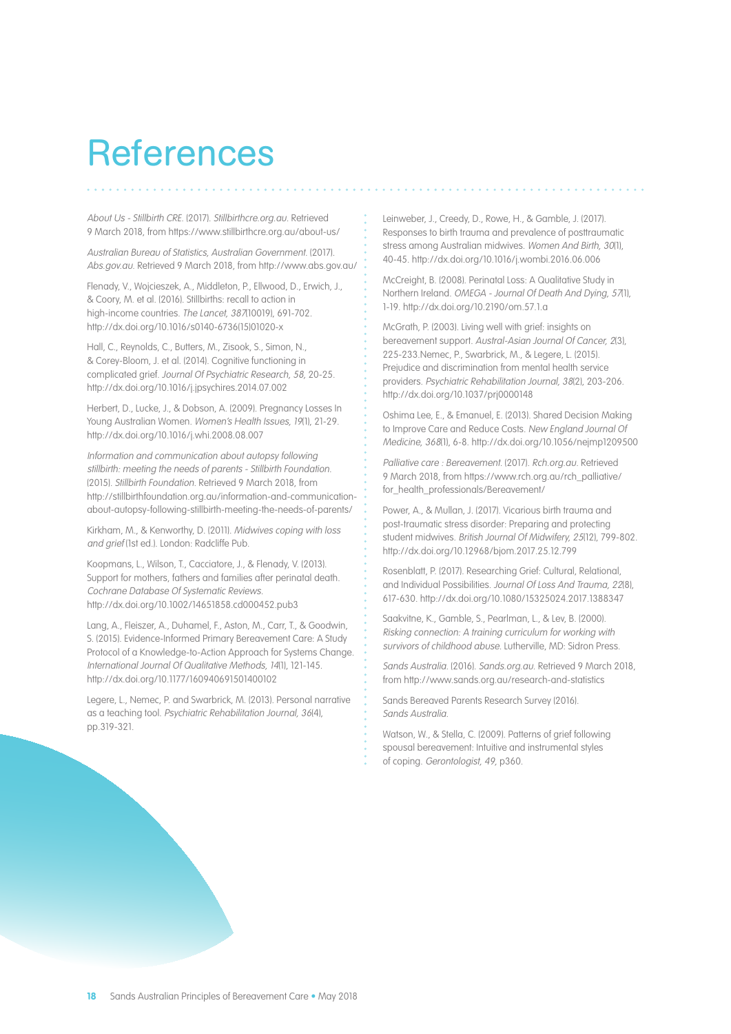# References

*About Us - Stillbirth CRE.* (2017). *Stillbirthcre.org.au.* Retrieved 9 March 2018, from https://www.stillbirthcre.org.au/about-us/

*Australian Bureau of Statistics, Australian Government.* (2017). *Abs.gov.au.* Retrieved 9 March 2018, from http://www.abs.gov.au/

Flenady, V., Wojcieszek, A., Middleton, P., Ellwood, D., Erwich, J., & Coory, M. et al. (2016). Stillbirths: recall to action in high-income countries. *The Lancet, 387*(10019), 691-702. http://dx.doi.org/10.1016/s0140-6736(15)01020-x

Hall, C., Reynolds, C., Butters, M., Zisook, S., Simon, N., & Corey-Bloom, J. et al. (2014). Cognitive functioning in complicated grief. *Journal Of Psychiatric Research, 58,* 20-25. http://dx.doi.org/10.1016/j.jpsychires.2014.07.002

Herbert, D., Lucke, J., & Dobson, A. (2009). Pregnancy Losses In Young Australian Women. *Women's Health Issues, 19*(1), 21-29. http://dx.doi.org/10.1016/j.whi.2008.08.007

*Information and communication about autopsy following stillbirth: meeting the needs of parents - Stillbirth Foundation.* (2015). *Stillbirth Foundation.* Retrieved 9 March 2018, from http://stillbirthfoundation.org.au/information-and-communication-about-autopsy-following-stillbirth-meeting-the-needs-of-parents/

Kirkham, M., & Kenworthy, D. (2011). *Midwives coping with loss and grief* (1st ed.). London: Radcliffe Pub.

Koopmans, L., Wilson, T., Cacciatore, J., & Flenady, V. (2013). Support for mothers, fathers and families after perinatal death. *Cochrane Database Of Systematic Reviews.* http://dx.doi.org/10.1002/14651858.cd000452.pub3

Lang, A., Fleiszer, A., Duhamel, F., Aston, M., Carr, T., & Goodwin, S. (2015). Evidence-Informed Primary Bereavement Care: A Study Protocol of a Knowledge-to-Action Approach for Systems Change. *International Journal Of Qualitative Methods, 14*(1), 121-145. http://dx.doi.org/10.1177/160940691501400102

Legere, L., Nemec, P. and Swarbrick, M. (2013). Personal narrative as a teaching tool. *Psychiatric Rehabilitation Journal, 36*(4), pp.319-321.

Leinweber, J., Creedy, D., Rowe, H., & Gamble, J. (2017). Responses to birth trauma and prevalence of posttraumatic stress among Australian midwives. *Women And Birth, 30*(1), 40-45. http://dx.doi.org/10.1016/j.wombi.2016.06.006

McCreight, B. (2008). Perinatal Loss: A Qualitative Study in Northern Ireland. *OMEGA - Journal Of Death And Dying, 57*(1), 1-19. http://dx.doi.org/10.2190/om.57.1.a

McGrath, P. (2003). Living well with grief: insights on bereavement support. *Austral-Asian Journal Of Cancer, 2*(3), 225-233.Nemec, P., Swarbrick, M., & Legere, L. (2015). Prejudice and discrimination from mental health service providers. *Psychiatric Rehabilitation Journal, 38*(2), 203-206. http://dx.doi.org/10.1037/prj0000148

Oshima Lee, E., & Emanuel, E. (2013). Shared Decision Making to Improve Care and Reduce Costs. *New England Journal Of Medicine, 368*(1), 6-8. http://dx.doi.org/10.1056/nejmp1209500

*Palliative care : Bereavement.* (2017). *Rch.org.au.* Retrieved 9 March 2018, from https://www.rch.org.au/rch_palliative/for_health_professionals/Bereavement/

Power, A., & Mullan, J. (2017). Vicarious birth trauma and post-traumatic stress disorder: Preparing and protecting student midwives. *British Journal Of Midwifery, 25*(12), 799-802. http://dx.doi.org/10.12968/bjom.2017.25.12.799

Rosenblatt, P. (2017). Researching Grief: Cultural, Relational, and Individual Possibilities. *Journal Of Loss And Trauma, 22*(8), 617-630. http://dx.doi.org/10.1080/15325024.2017.1388347

Saakvitne, K., Gamble, S., Pearlman, L., & Lev, B. (2000). *Risking connection: A training curriculum for working with survivors of childhood abuse.* Lutherville, MD: Sidron Press.

*Sands Australia.* (2016). *Sands.org.au.* Retrieved 9 March 2018, from http://www.sands.org.au/research-and-statistics

Sands Bereaved Parents Research Survey (2016). *Sands Australia.*

Watson, W., & Stella, C. (2009). Patterns of grief following spousal bereavement: Intuitive and instrumental styles of coping. *Gerontologist, 49,* p360.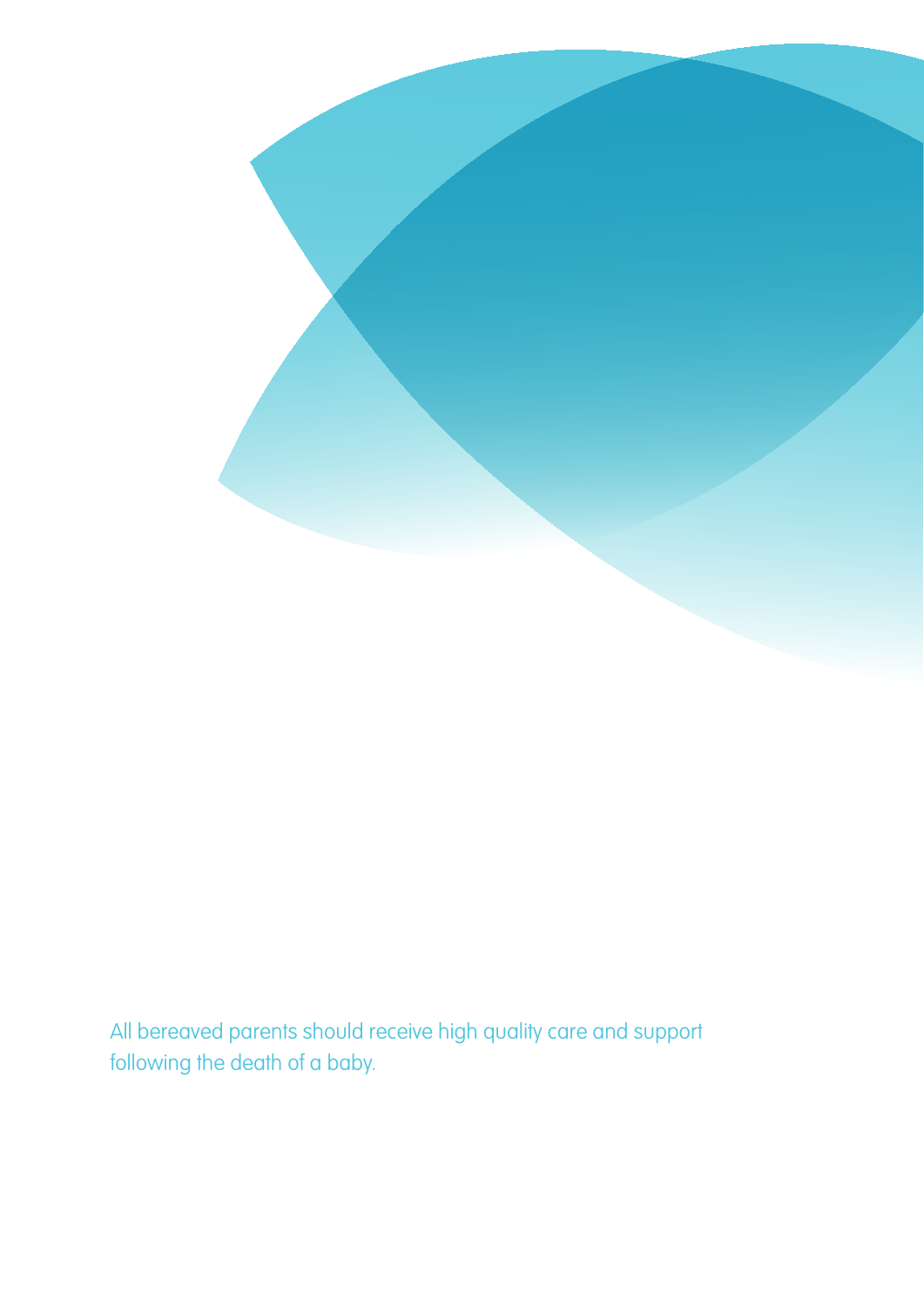All bereaved parents should receive high quality care and support following the death of a baby.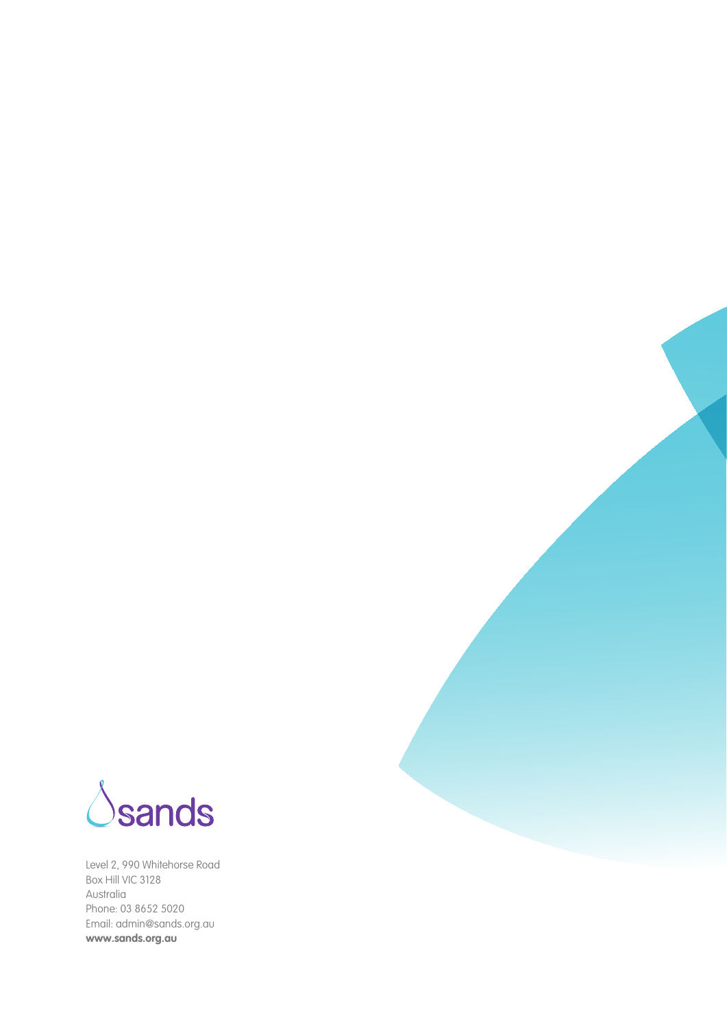sands

Level 2, 990 Whitehorse Road
Box Hill VIC 3128
Australia
Phone: 03 8652 5020
Email: admin@sands.org.au
**www.sands.org.au**